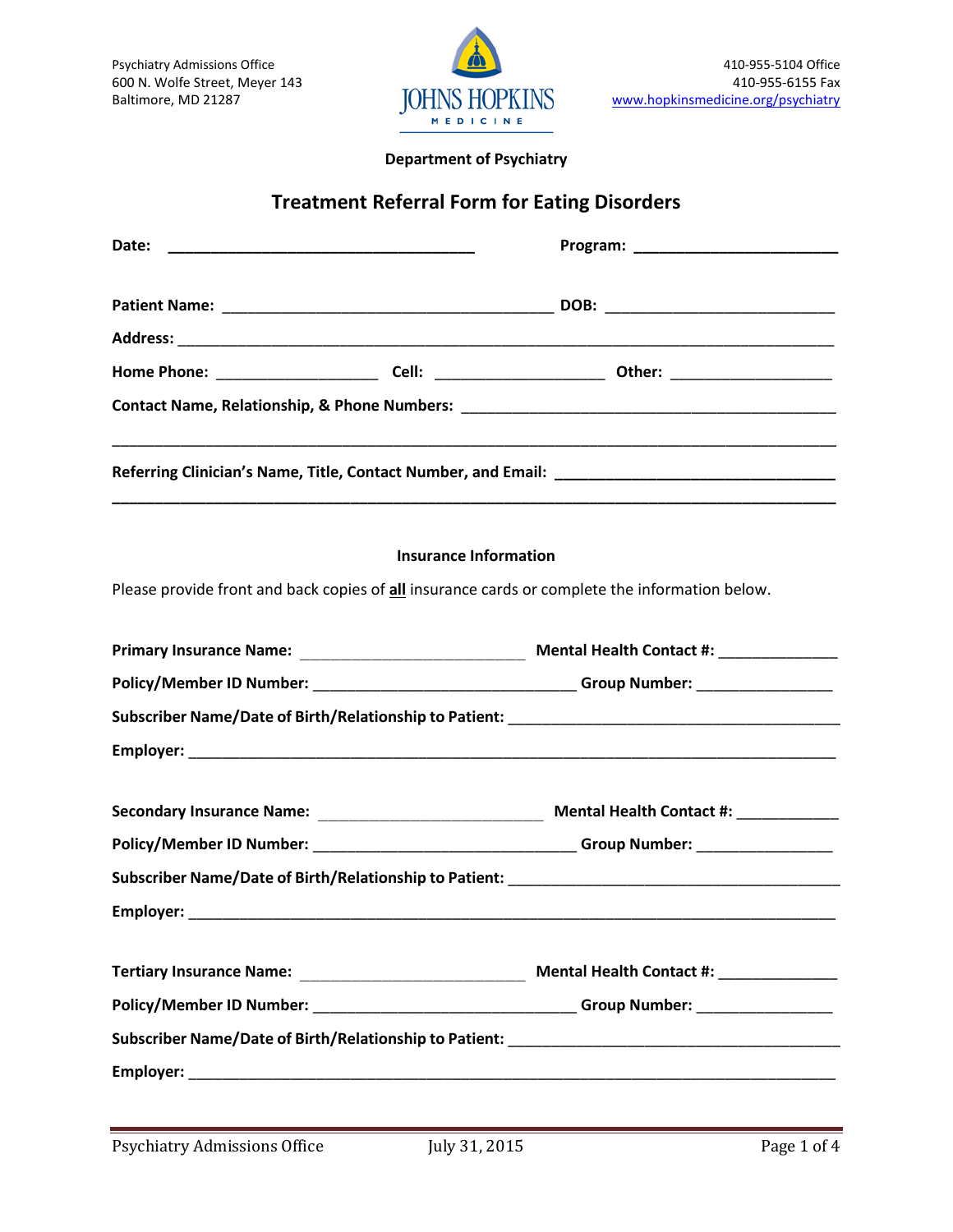Psychiatry Admissions Office
600 N. Wolfe Street, Meyer 143
Baltimore, MD 21287

410-955-5104 Office
410-955-6155 Fax
www.hopkinsmedicine.org/psychiatry

**Department of Psychiatry**

# Treatment Referral Form for Eating Disorders

**Date:** ____________________________________ **Program:** ________________________

**Patient Name:** _______________________________________ **DOB:** ___________________________

**Address:** _____________________________________________________________________________

**Home Phone:** ___________________ **Cell:** ____________________ **Other:** ___________________

**Contact Name, Relationship, & Phone Numbers:** ___________________________________________

_______________________________________________________________________________________

**Referring Clinician's Name, Title, Contact Number, and Email:** ________________________________

_______________________________________________________________________________________

## Insurance Information

Please provide front and back copies of **all** insurance cards or complete the information below.

**Primary Insurance Name:** __________________________ **Mental Health Contact #:** ______________

**Policy/Member ID Number:** ______________________________ **Group Number:** ________________

**Subscriber Name/Date of Birth/Relationship to Patient:** _______________________________________

**Employer:** ____________________________________________________________________________

**Secondary Insurance Name:** __________________________ **Mental Health Contact #:** ____________

**Policy/Member ID Number:** ______________________________ **Group Number:** ________________

**Subscriber Name/Date of Birth/Relationship to Patient:** _______________________________________

**Employer:** ____________________________________________________________________________

**Tertiary Insurance Name:** __________________________ **Mental Health Contact #:** ______________

**Policy/Member ID Number:** ______________________________ **Group Number:** ________________

**Subscriber Name/Date of Birth/Relationship to Patient:** _______________________________________

**Employer:** ____________________________________________________________________________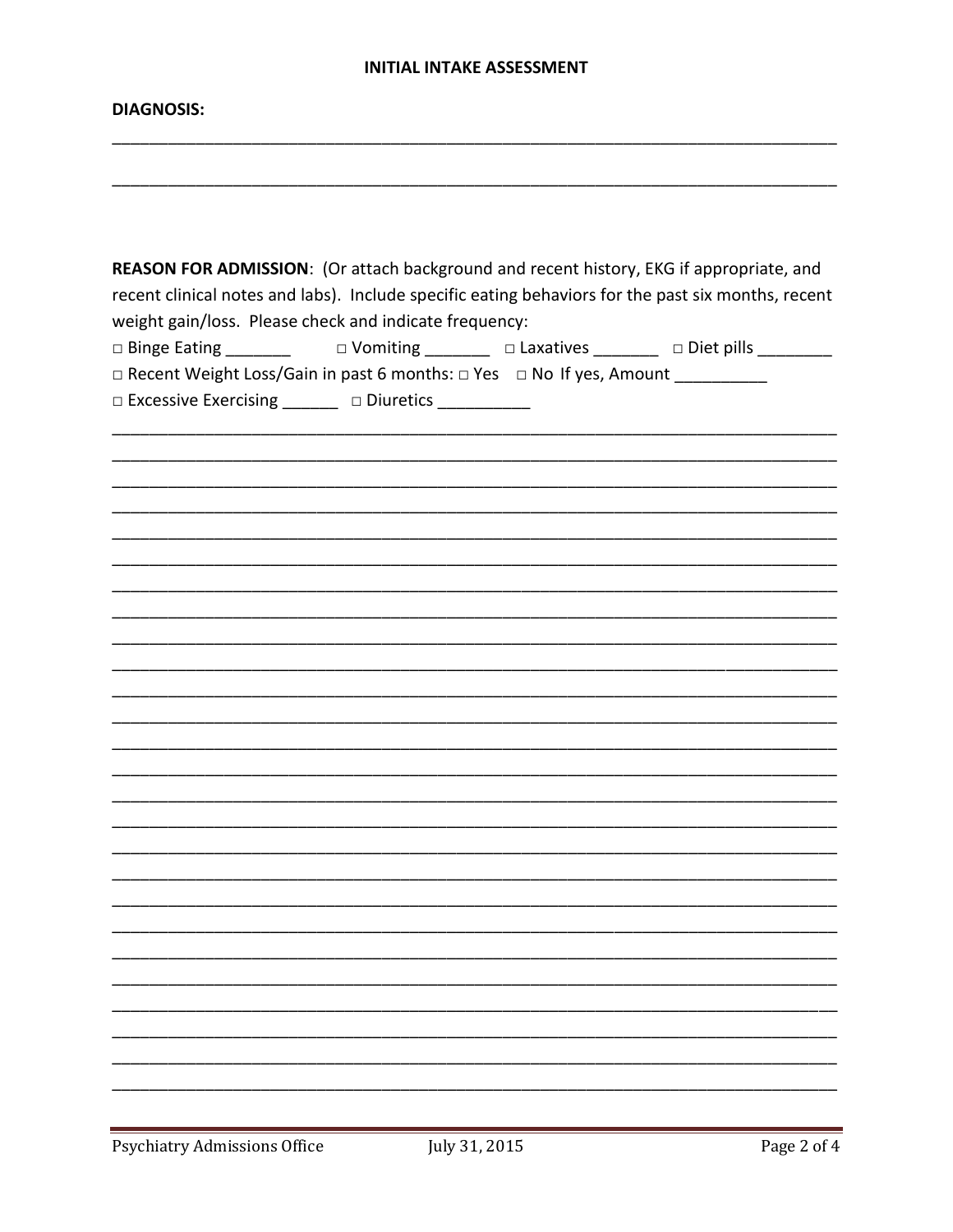**INITIAL INTAKE ASSESSMENT**

**DIAGNOSIS:**

_______________________________________________________________________________

_______________________________________________________________________________

**REASON FOR ADMISSION**: (Or attach background and recent history, EKG if appropriate, and recent clinical notes and labs). Include specific eating behaviors for the past six months, recent weight gain/loss. Please check and indicate frequency:

□ Binge Eating _______ □ Vomiting _______ □ Laxatives _______ □ Diet pills ________

□ Recent Weight Loss/Gain in past 6 months: □ Yes □ No If yes, Amount __________

□ Excessive Exercising ______ □ Diuretics __________

_______________________________________________________________________________

_______________________________________________________________________________

_______________________________________________________________________________

_______________________________________________________________________________

_______________________________________________________________________________

_______________________________________________________________________________

_______________________________________________________________________________

_______________________________________________________________________________

_______________________________________________________________________________

_______________________________________________________________________________

_______________________________________________________________________________

_______________________________________________________________________________

_______________________________________________________________________________

_______________________________________________________________________________

_______________________________________________________________________________

_______________________________________________________________________________

_______________________________________________________________________________

_______________________________________________________________________________

_______________________________________________________________________________

_______________________________________________________________________________

_______________________________________________________________________________

_______________________________________________________________________________

_______________________________________________________________________________

_______________________________________________________________________________

_______________________________________________________________________________

_______________________________________________________________________________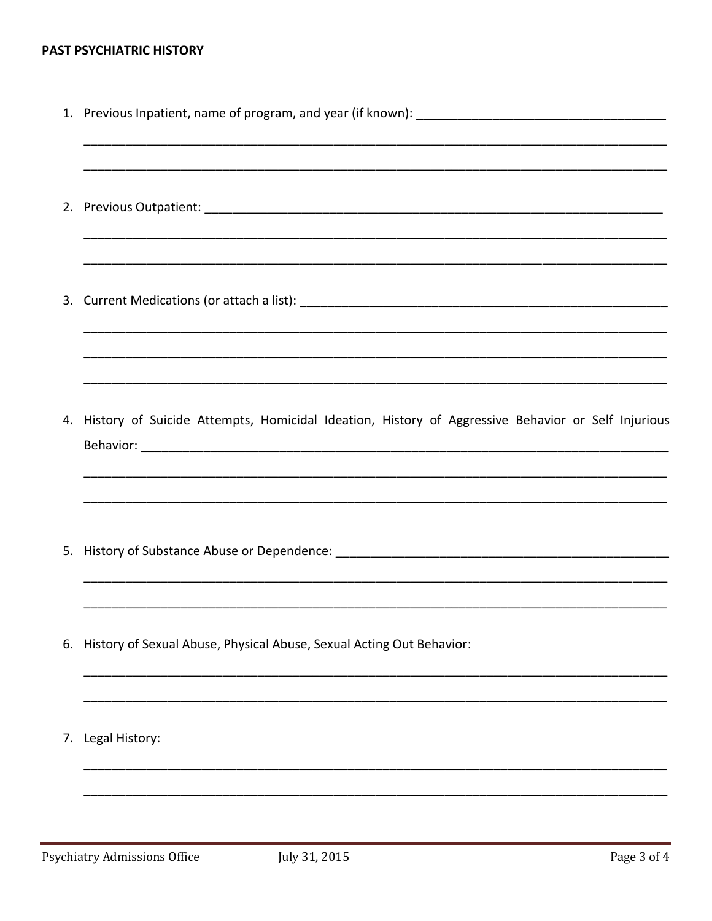**PAST PSYCHIATRIC HISTORY**

1. Previous Inpatient, name of program, and year (if known): ____________________________________

   ____________________________________________________________________________________

   ____________________________________________________________________________________

2. Previous Outpatient: ____________________________________________________________________

   ____________________________________________________________________________________

   ____________________________________________________________________________________

3. Current Medications (or attach a list): ______________________________________________________

   ____________________________________________________________________________________

   ____________________________________________________________________________________

   ____________________________________________________________________________________

4. History of Suicide Attempts, Homicidal Ideation, History of Aggressive Behavior or Self Injurious Behavior: ______________________________________________________________________________

   ____________________________________________________________________________________

   ____________________________________________________________________________________

5. History of Substance Abuse or Dependence: ____________________________________________________

   ____________________________________________________________________________________

   ____________________________________________________________________________________

6. History of Sexual Abuse, Physical Abuse, Sexual Acting Out Behavior:

   ____________________________________________________________________________________

   ____________________________________________________________________________________

7. Legal History:

   ____________________________________________________________________________________

   ____________________________________________________________________________________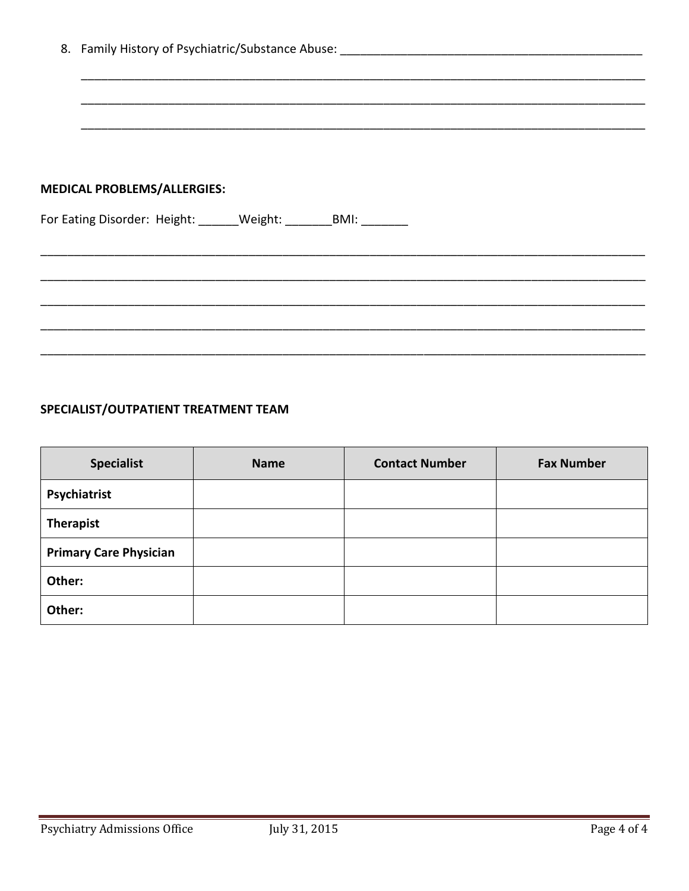8. Family History of Psychiatric/Substance Abuse: ______________________________________________

   ____________________________________________________________________________________

   ____________________________________________________________________________________

   ____________________________________________________________________________________

**MEDICAL PROBLEMS/ALLERGIES:**

For Eating Disorder: Height: ______Weight: _______BMI: _______

____________________________________________________________________________________

____________________________________________________________________________________

____________________________________________________________________________________

____________________________________________________________________________________

____________________________________________________________________________________

**SPECIALIST/OUTPATIENT TREATMENT TEAM**

| Specialist | Name | Contact Number | Fax Number |
| --- | --- | --- | --- |
| **Psychiatrist** | | | |
| **Therapist** | | | |
| **Primary Care Physician** | | | |
| **Other:** | | | |
| **Other:** | | | |